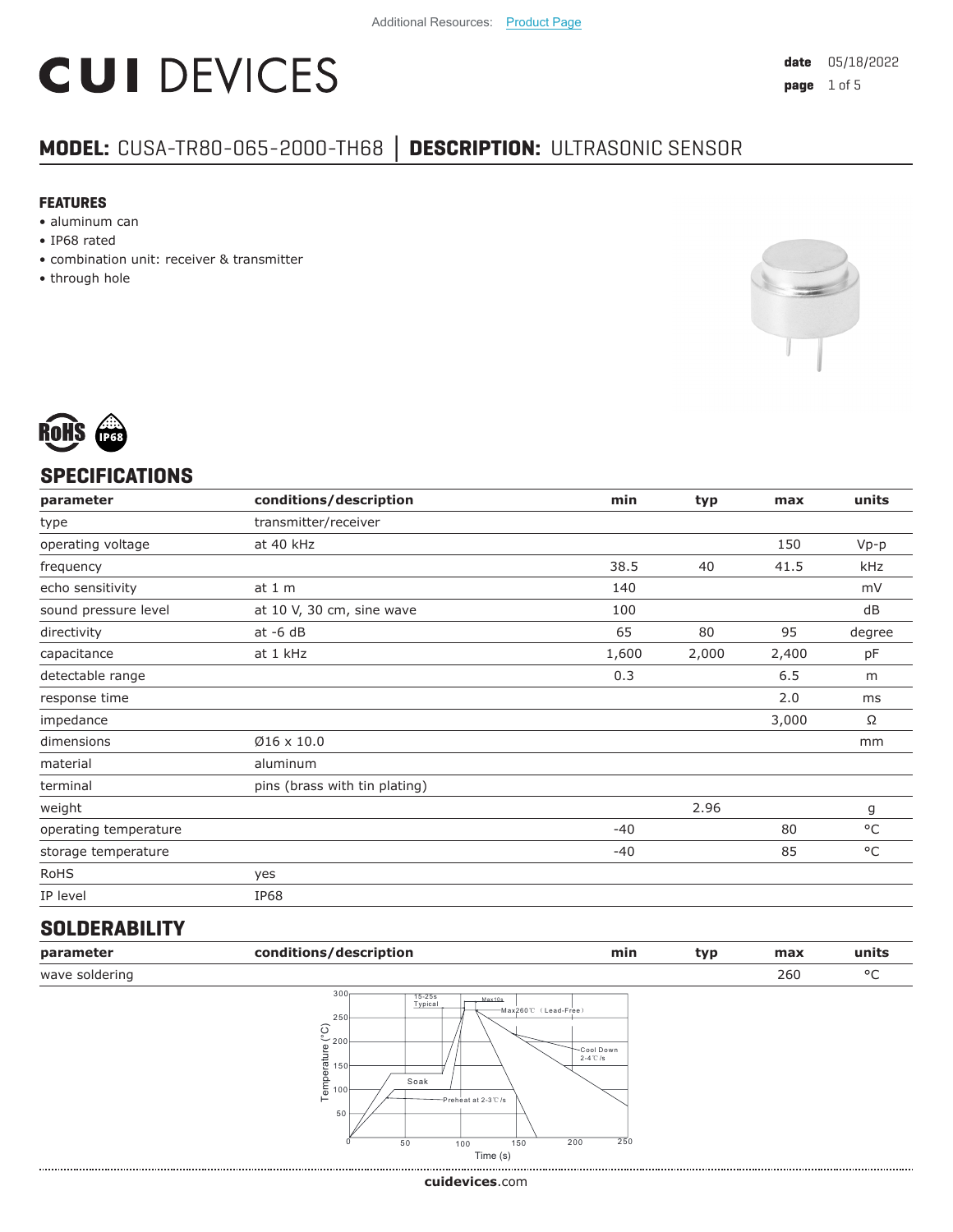Additional Resources: Product Page

# CUI DEVICES

date 05/18/2022

## MODEL: CUSA-TR80-065-2000-TH68 │ DESCRIPTION: ULTRASONIC SENSOR

### FEATURES

- aluminum can
- IP68 rated
- combination unit: receiver & transmitter
- through hole

## SPECIFICATIONS

| parameter | conditions/description | min | typ | max | units |
|---|---|---|---|---|---|
| type | transmitter/receiver | | | | |
| operating voltage | at 40 kHz | | | 150 | Vp-p |
| frequency | | 38.5 | 40 | 41.5 | kHz |
| echo sensitivity | at 1 m | 140 | | | mV |
| sound pressure level | at 10 V, 30 cm, sine wave | 100 | | | dB |
| directivity | at -6 dB | 65 | 80 | 95 | degree |
| capacitance | at 1 kHz | 1,600 | 2,000 | 2,400 | pF |
| detectable range | | 0.3 | | 6.5 | m |
| response time | | | | 2.0 | ms |
| impedance | | | | 3,000 | Ω |
| dimensions | Ø16 x 10.0 | | | | mm |
| material | aluminum | | | | |
| terminal | pins (brass with tin plating) | | | | |
| weight | | | 2.96 | | g |
| operating temperature | | -40 | | 80 | °C |
| storage temperature | | -40 | | 85 | °C |
| RoHS | yes | | | | |
| IP level | IP68 | | | | |

## SOLDERABILITY

| parameter | conditions/description | min | typ | max | units |
|---|---|---|---|---|---|
| wave soldering | | | | 260 | °C |

cuidevices.com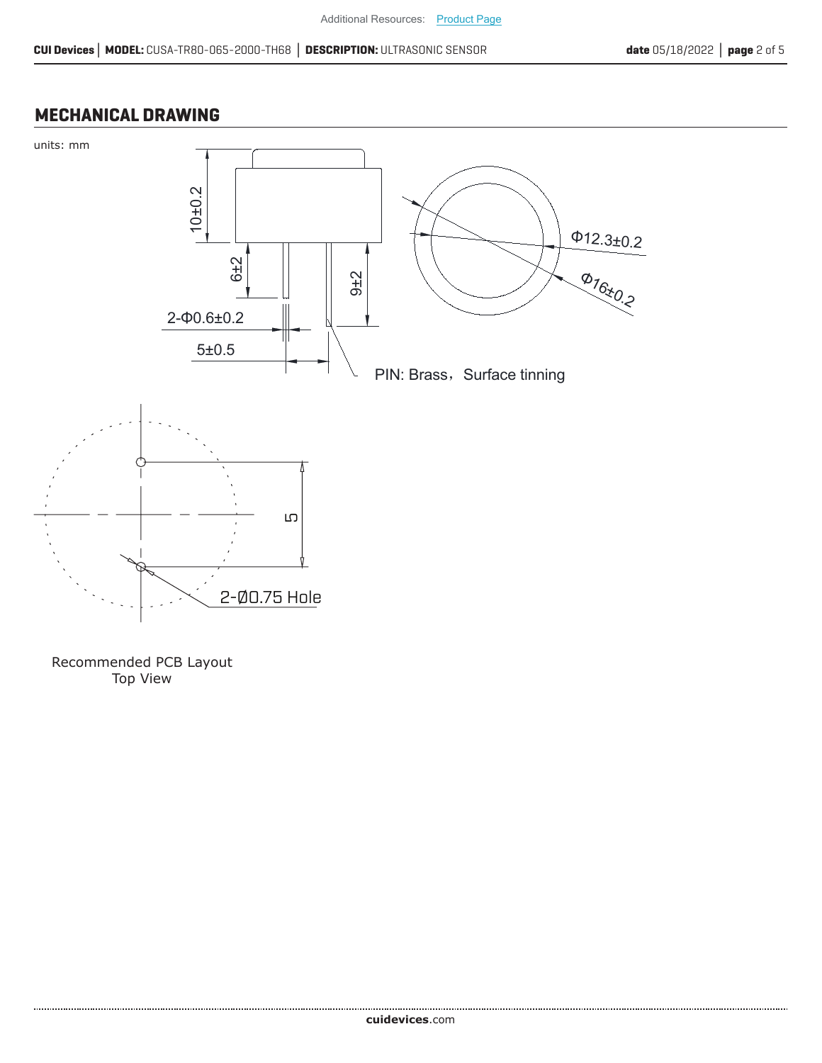## MECHANICAL DRAWING

units: mm

10±0.2

6±2

9±2

2-Φ0.6±0.2

5±0.5

Φ12.3±0.2

Φ16±0.2

PIN: Brass，Surface tinning

5

2-Ø0.75 Hole

Recommended PCB Layout
Top View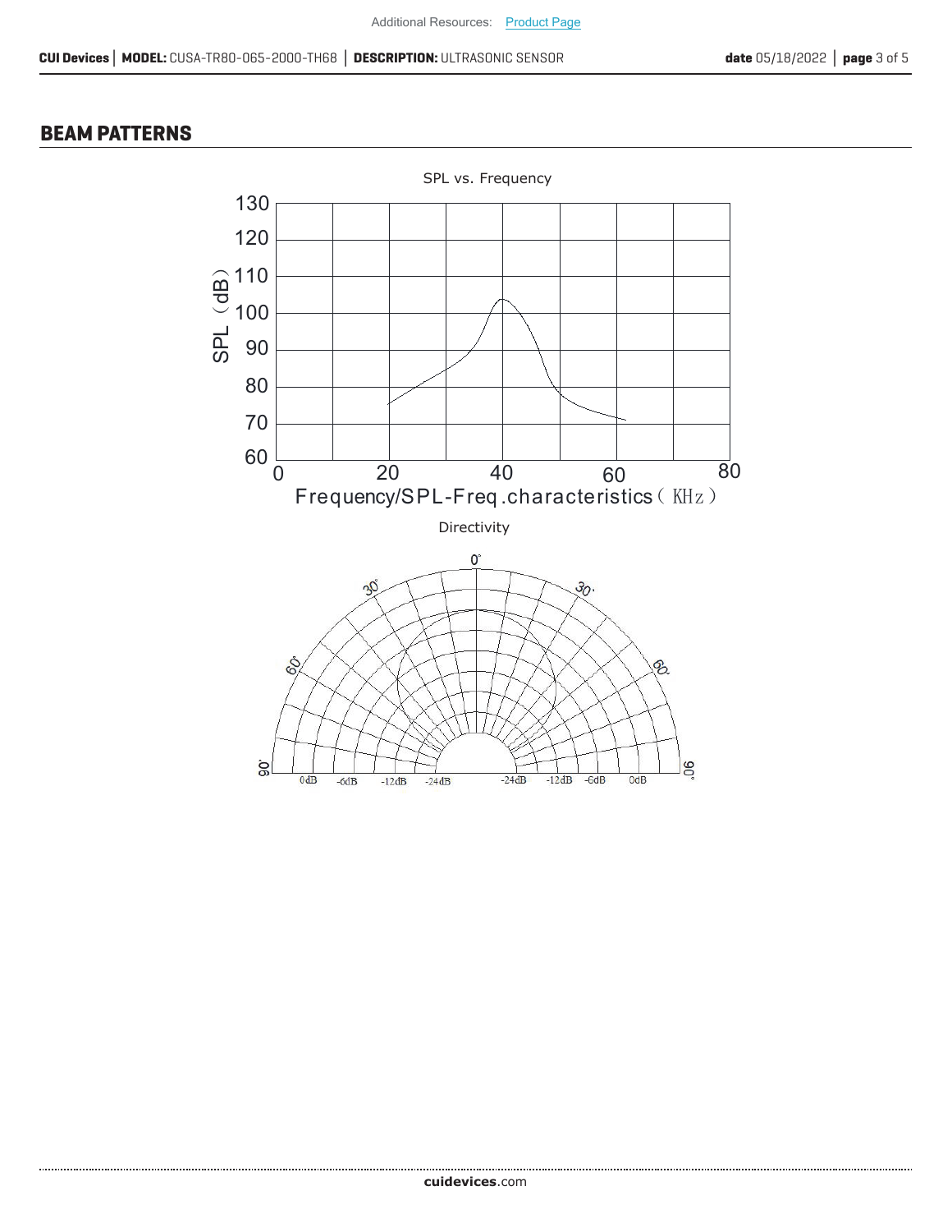## BEAM PATTERNS

SPL vs. Frequency

Directivity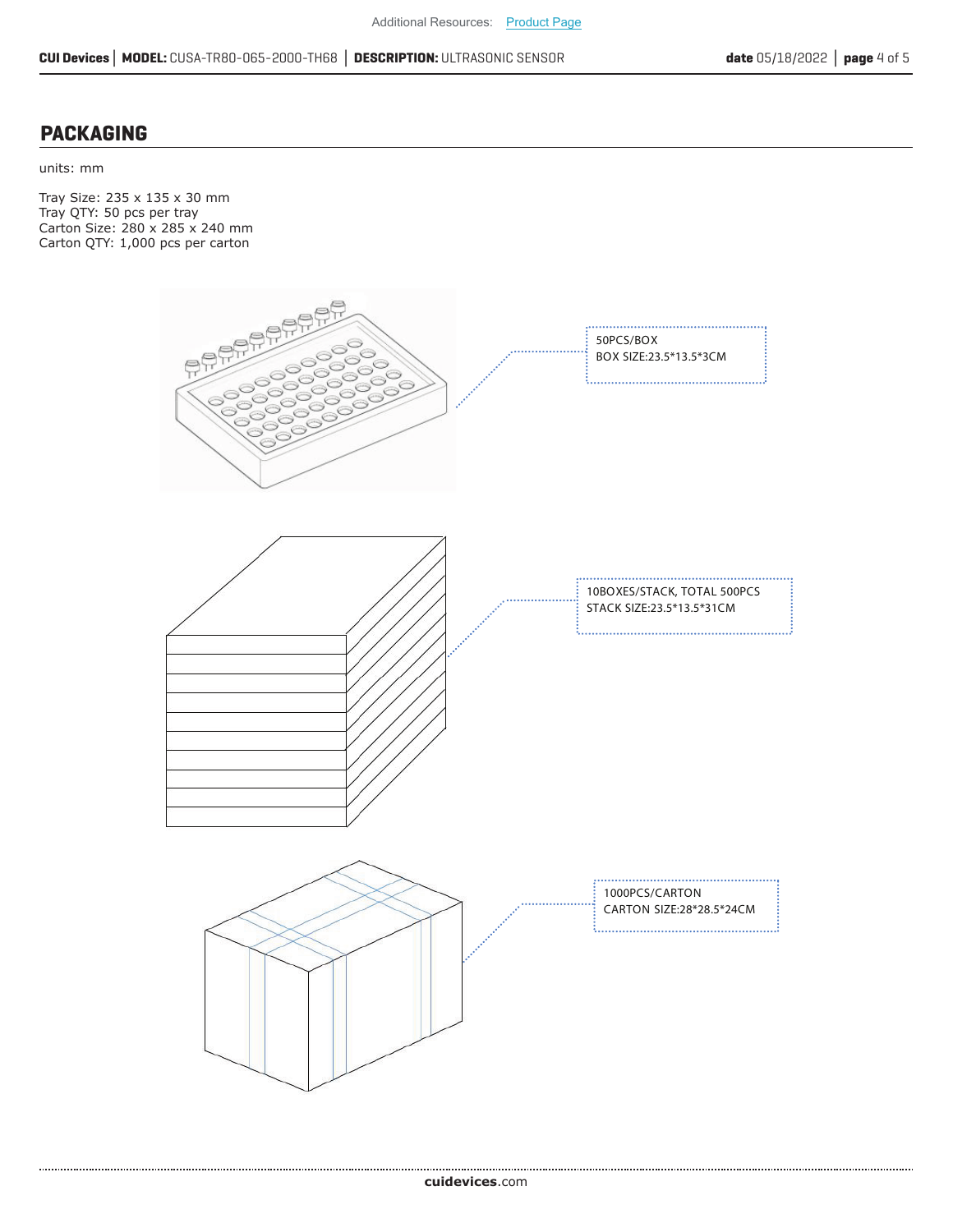## PACKAGING

units: mm

Tray Size: 235 x 135 x 30 mm
Tray QTY: 50 pcs per tray
Carton Size: 280 x 285 x 240 mm
Carton QTY: 1,000 pcs per carton

50PCS/BOX
BOX SIZE:23.5*13.5*3CM

10BOXES/STACK, TOTAL 500PCS
STACK SIZE:23.5*13.5*31CM

1000PCS/CARTON
CARTON SIZE:28*28.5*24CM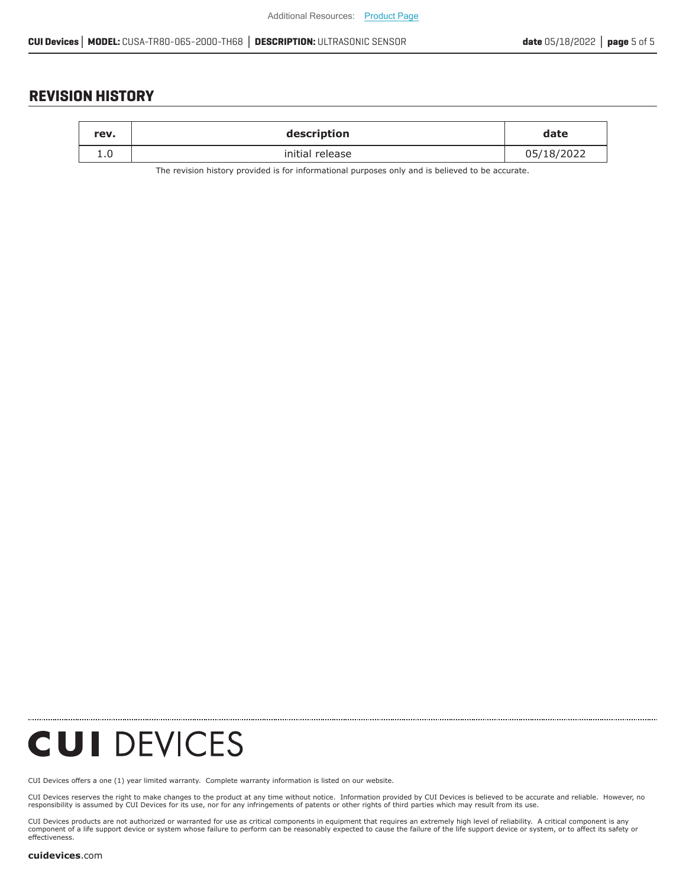## REVISION HISTORY

| rev. | description | date |
| --- | --- | --- |
| 1.0 | initial release | 05/18/2022 |

The revision history provided is for informational purposes only and is believed to be accurate.

**CUI** DEVICES

CUI Devices offers a one (1) year limited warranty. Complete warranty information is listed on our website.

CUI Devices reserves the right to make changes to the product at any time without notice. Information provided by CUI Devices is believed to be accurate and reliable. However, no responsibility is assumed by CUI Devices for its use, nor for any infringements of patents or other rights of third parties which may result from its use.

CUI Devices products are not authorized or warranted for use as critical components in equipment that requires an extremely high level of reliability. A critical component is any component of a life support device or system whose failure to perform can be reasonably expected to cause the failure of the life support device or system, or to affect its safety or effectiveness.

**cuidevices**.com